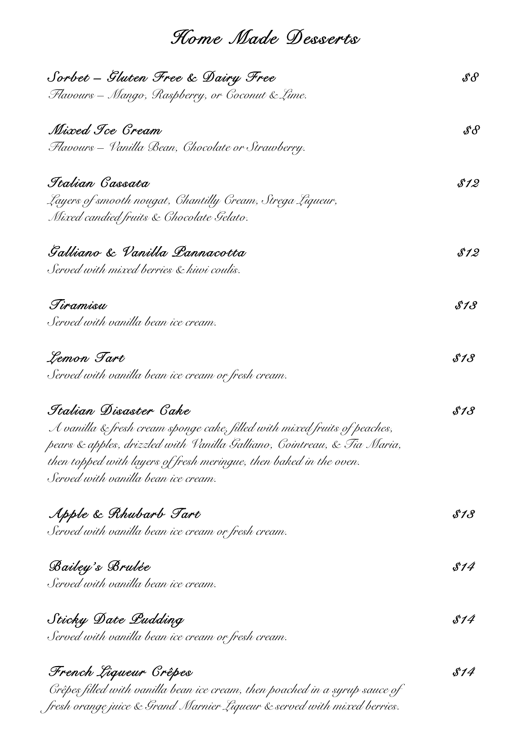# Home Made Desserts

**Sorbet – Gluten Free & Dairy Free** — $8
*Flavours – Mango, Raspberry, or Coconut & Lime.*

**Mixed Ice Cream** — $8
*Flavours – Vanilla Bean, Chocolate or Strawberry.*

**Italian Cassata** — $12
*Layers of smooth nougat, Chantilly Cream, Strega Liqueur, Mixed candied fruits & Chocolate Gelato.*

**Galliano & Vanilla Pannacotta** — $12
*Served with mixed berries & kiwi coulis.*

**Tiramisu** — $13
*Served with vanilla bean ice cream.*

**Lemon Tart** — $13
*Served with vanilla bean ice cream or fresh cream.*

**Italian Disaster Cake** — $13
*A vanilla & fresh cream sponge cake, filled with mixed fruits of peaches, pears & apples, drizzled with Vanilla Galliano, Cointreau, & Tia Maria, then topped with layers of fresh meringue, then baked in the oven. Served with vanilla bean ice cream.*

**Apple & Rhubarb Tart** — $13
*Served with vanilla bean ice cream or fresh cream.*

**Bailey's Brulée** — $14
*Served with vanilla bean ice cream.*

**Sticky Date Pudding** — $14
*Served with vanilla bean ice cream or fresh cream.*

**French Liqueur Crêpes** — $14
*Crêpes filled with vanilla bean ice cream, then poached in a syrup sauce of fresh orange juice & Grand Marnier Liqueur & served with mixed berries.*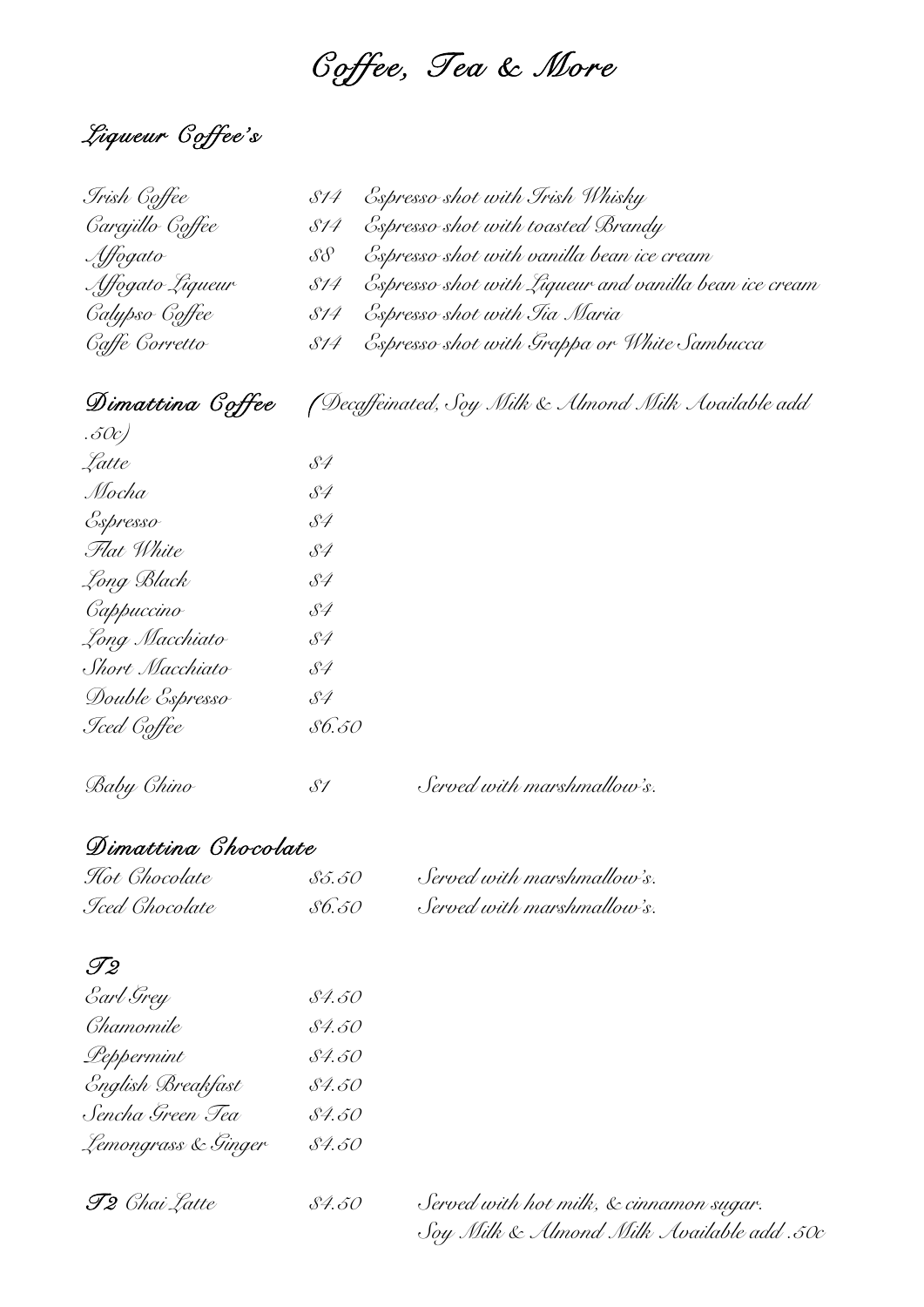# Coffee, Tea & More

## Liqueur Coffee's

| | | |
|---|---|---|
| Irish Coffee | $14 | Espresso shot with Irish Whisky |
| Carajillo Coffee | $14 | Espresso shot with toasted Brandy |
| Affogato | $8 | Espresso shot with vanilla bean ice cream |
| Affogato Liqueur | $14 | Espresso shot with Liqueur and vanilla bean ice cream |
| Calypso Coffee | $14 | Espresso shot with Tia Maria |
| Caffe Corretto | $14 | Espresso shot with Grappa or White Sambucca |

## Dimattina Coffee (Decaffeinated, Soy Milk & Almond Milk Available add .50c)

| | | |
|---|---|---|
| Latte | $4 | |
| Mocha | $4 | |
| Espresso | $4 | |
| Flat White | $4 | |
| Long Black | $4 | |
| Cappuccino | $4 | |
| Long Macchiato | $4 | |
| Short Macchiato | $4 | |
| Double Espresso | $4 | |
| Iced Coffee | $6.50 | |
| Baby Chino | $1 | Served with marshmallow's. |

## Dimattina Chocolate

| | | |
|---|---|---|
| Hot Chocolate | $5.50 | Served with marshmallow's. |
| Iced Chocolate | $6.50 | Served with marshmallow's. |

## T2

| | | |
|---|---|---|
| Earl Grey | $4.50 | |
| Chamomile | $4.50 | |
| Peppermint | $4.50 | |
| English Breakfast | $4.50 | |
| Sencha Green Tea | $4.50 | |
| Lemongrass & Ginger | $4.50 | |
| **T2** Chai Latte | $4.50 | Served with hot milk, & cinnamon sugar. Soy Milk & Almond Milk Available add .50c |